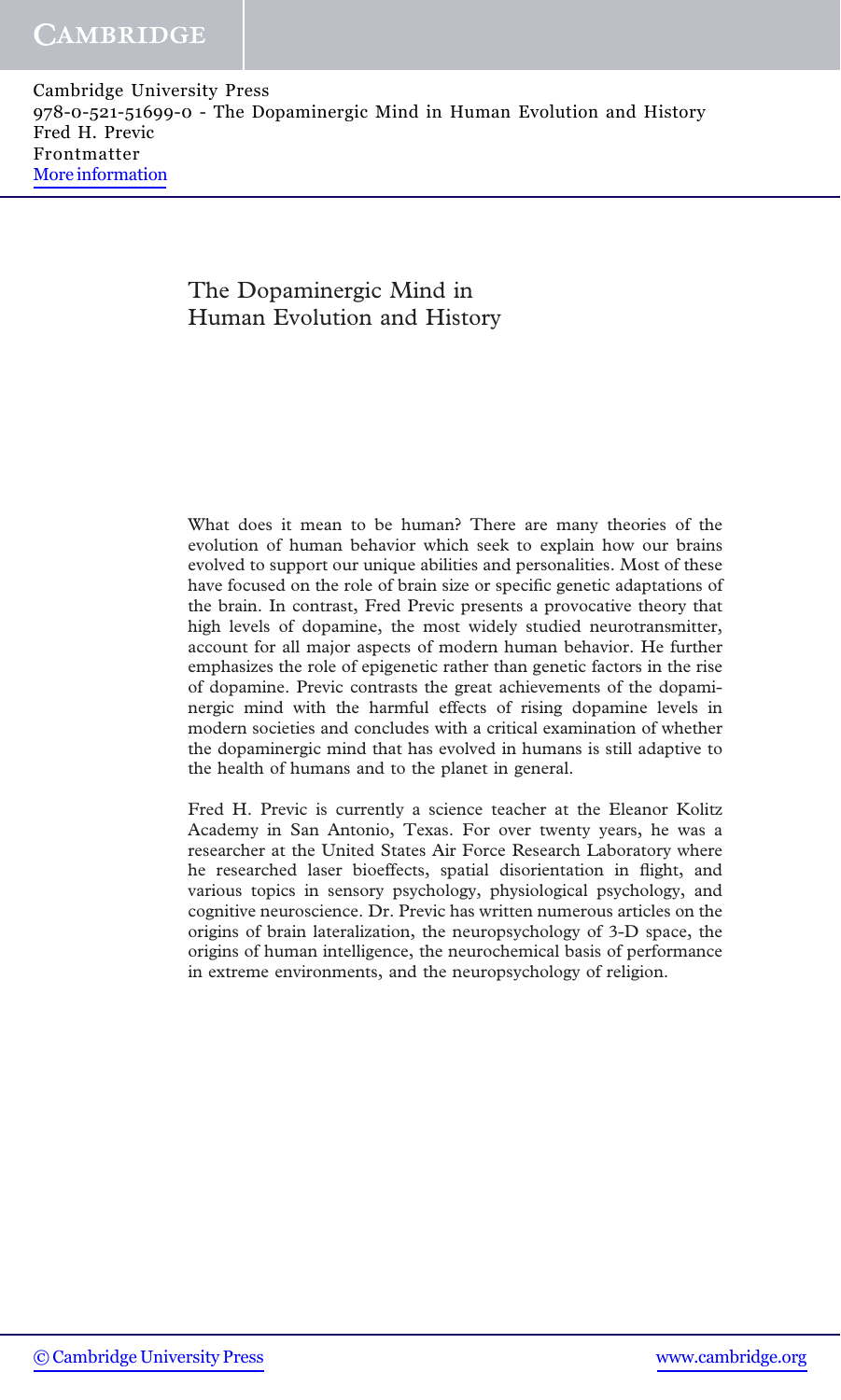# The Dopaminergic Mind in Human Evolution and History

What does it mean to be human? There are many theories of the evolution of human behavior which seek to explain how our brains evolved to support our unique abilities and personalities. Most of these have focused on the role of brain size or specific genetic adaptations of the brain. In contrast, Fred Previc presents a provocative theory that high levels of dopamine, the most widely studied neurotransmitter, account for all major aspects of modern human behavior. He further emphasizes the role of epigenetic rather than genetic factors in the rise of dopamine. Previc contrasts the great achievements of the dopaminergic mind with the harmful effects of rising dopamine levels in modern societies and concludes with a critical examination of whether the dopaminergic mind that has evolved in humans is still adaptive to the health of humans and to the planet in general.

Fred H. Previc is currently a science teacher at the Eleanor Kolitz Academy in San Antonio, Texas. For over twenty years, he was a researcher at the United States Air Force Research Laboratory where he researched laser bioeffects, spatial disorientation in flight, and various topics in sensory psychology, physiological psychology, and cognitive neuroscience. Dr. Previc has written numerous articles on the origins of brain lateralization, the neuropsychology of 3-D space, the origins of human intelligence, the neurochemical basis of performance in extreme environments, and the neuropsychology of religion.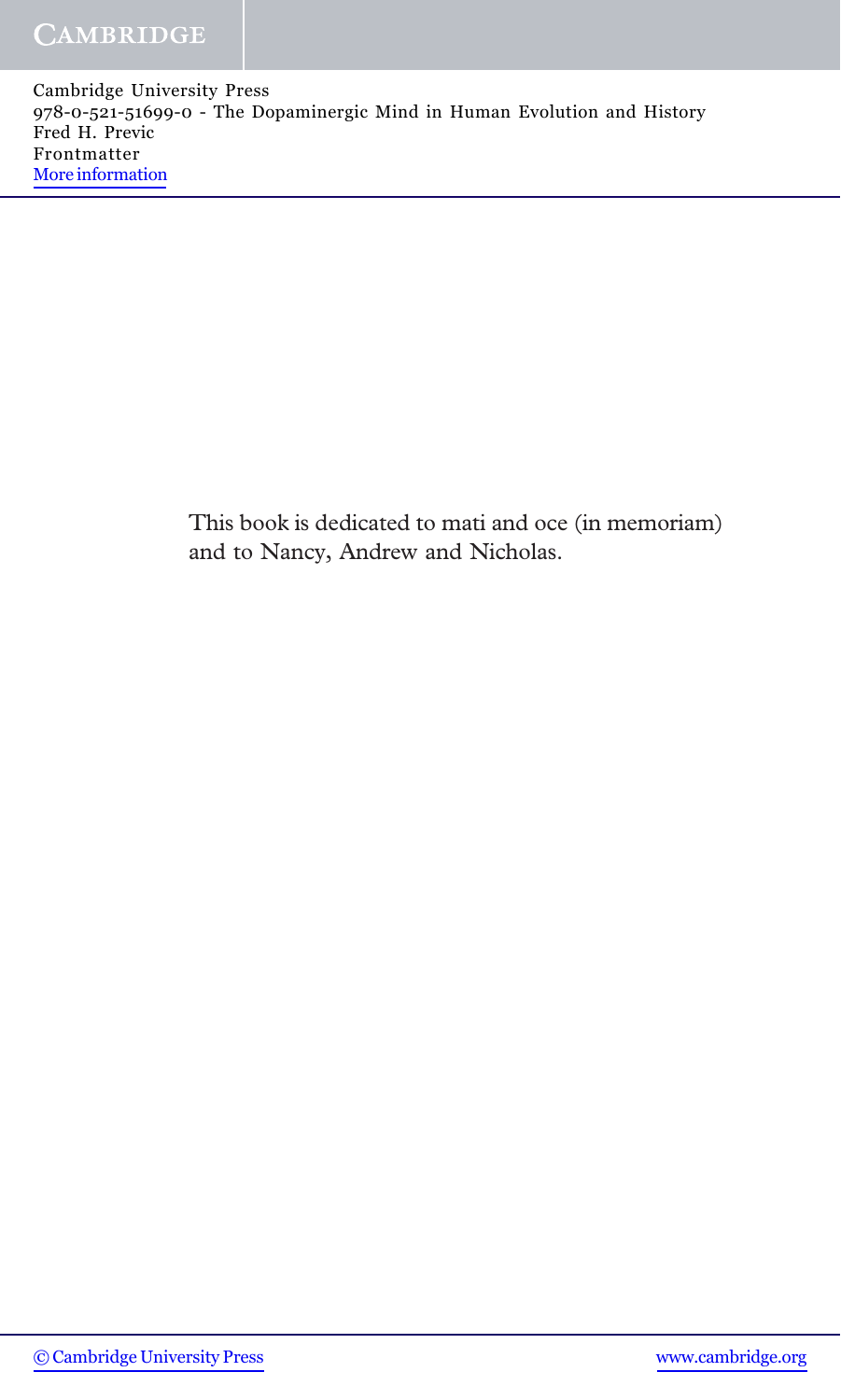This book is dedicated to mati and oce (in memoriam) and to Nancy, Andrew and Nicholas.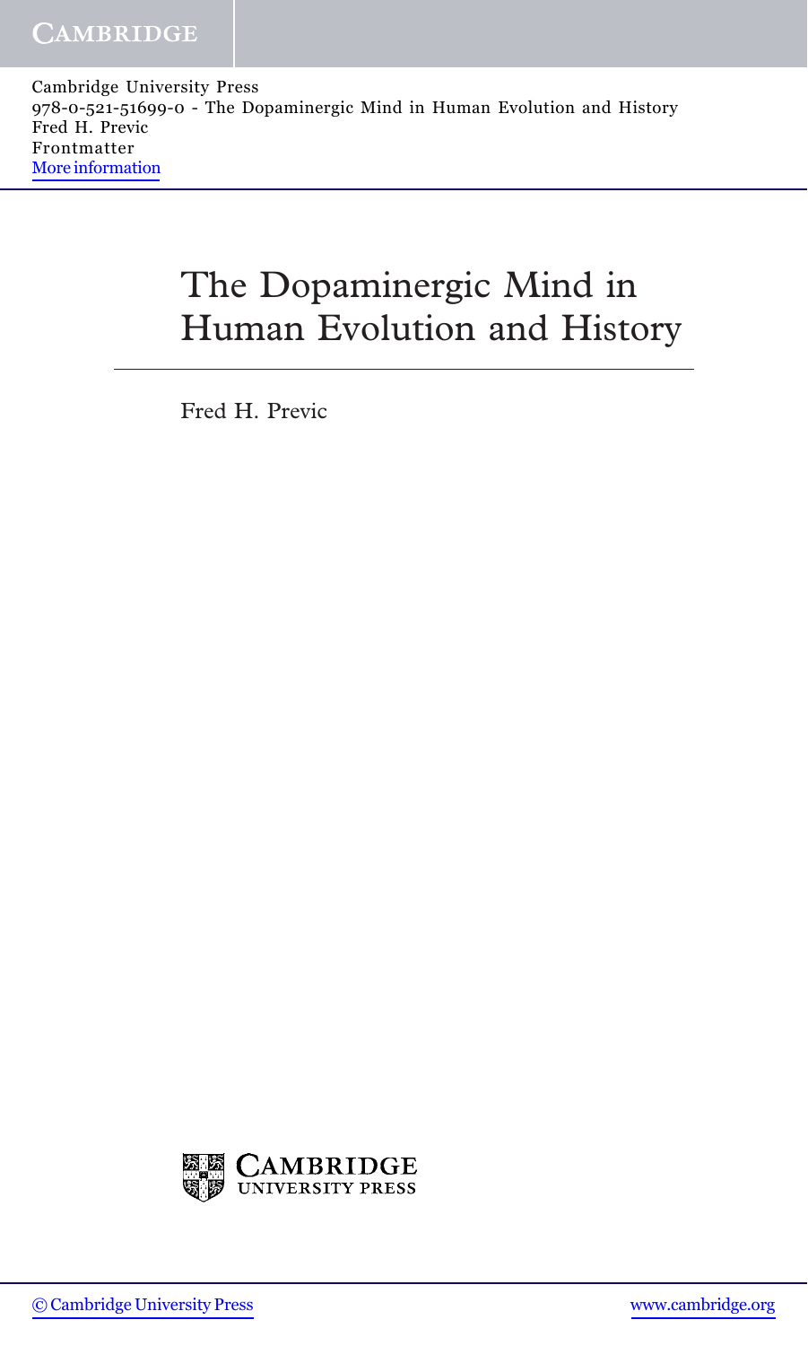# The Dopaminergic Mind in Human Evolution and History

Fred H. Previc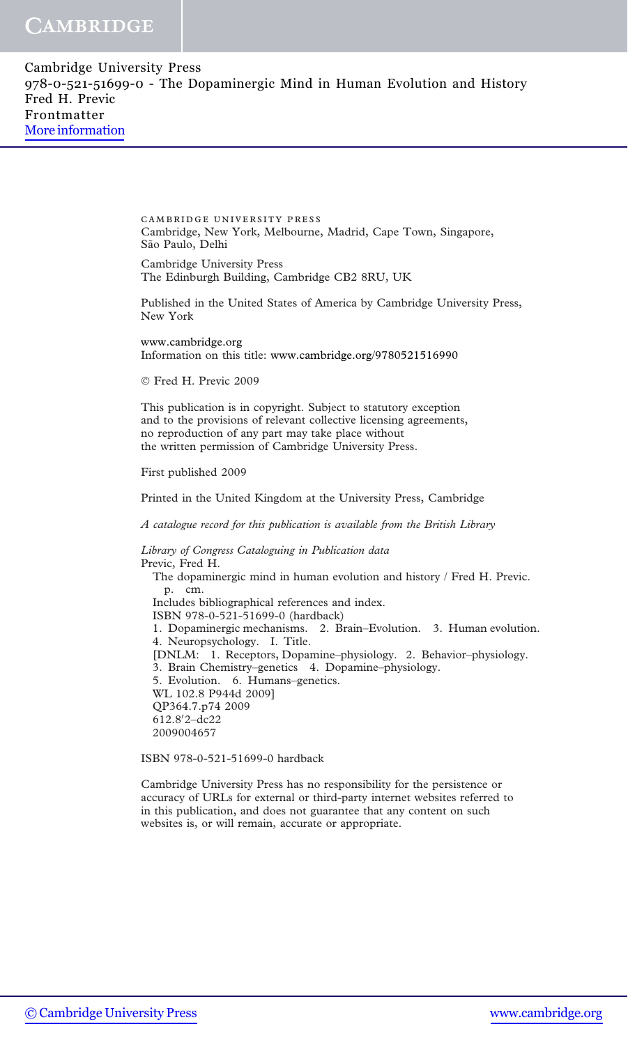CAMBRIDGE UNIVERSITY PRESS
Cambridge, New York, Melbourne, Madrid, Cape Town, Singapore,
São Paulo, Delhi

Cambridge University Press
The Edinburgh Building, Cambridge CB2 8RU, UK

Published in the United States of America by Cambridge University Press,
New York

www.cambridge.org
Information on this title: www.cambridge.org/9780521516990

© Fred H. Previc 2009

This publication is in copyright. Subject to statutory exception
and to the provisions of relevant collective licensing agreements,
no reproduction of any part may take place without
the written permission of Cambridge University Press.

First published 2009

Printed in the United Kingdom at the University Press, Cambridge

*A catalogue record for this publication is available from the British Library*

*Library of Congress Cataloguing in Publication data*
Previc, Fred H.
The dopaminergic mind in human evolution and history / Fred H. Previc.
p. cm.
Includes bibliographical references and index.
ISBN 978-0-521-51699-0 (hardback)
1. Dopaminergic mechanisms. 2. Brain–Evolution. 3. Human evolution.
4. Neuropsychology. I. Title.
[DNLM: 1. Receptors, Dopamine–physiology. 2. Behavior–physiology.
3. Brain Chemistry–genetics 4. Dopamine–physiology.
5. Evolution. 6. Humans–genetics.
WL 102.8 P944d 2009]
QP364.7.p74 2009
612.8′2–dc22
2009004657

ISBN 978-0-521-51699-0 hardback

Cambridge University Press has no responsibility for the persistence or
accuracy of URLs for external or third-party internet websites referred to
in this publication, and does not guarantee that any content on such
websites is, or will remain, accurate or appropriate.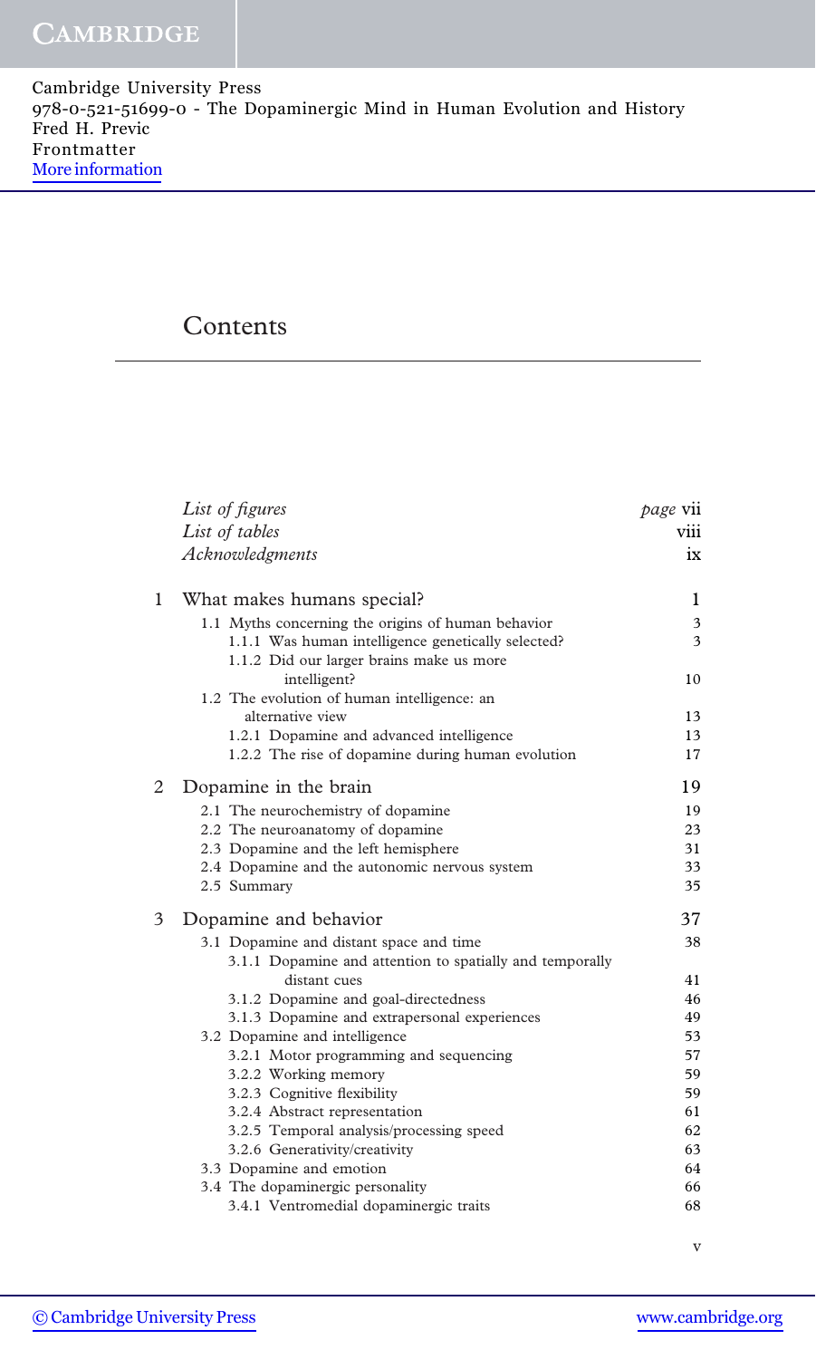Cambridge University Press
978-0-521-51699-0 - The Dopaminergic Mind in Human Evolution and History
Fred H. Previc
Frontmatter
More information

# Contents

| | | |
|---|---|---|
| | *List of figures* | *page* vii |
| | *List of tables* | viii |
| | *Acknowledgments* | ix |
| 1 | What makes humans special? | 1 |
| | 1.1 Myths concerning the origins of human behavior | 3 |
| | 1.1.1 Was human intelligence genetically selected? | 3 |
| | 1.1.2 Did our larger brains make us more intelligent? | 10 |
| | 1.2 The evolution of human intelligence: an alternative view | 13 |
| | 1.2.1 Dopamine and advanced intelligence | 13 |
| | 1.2.2 The rise of dopamine during human evolution | 17 |
| 2 | Dopamine in the brain | 19 |
| | 2.1 The neurochemistry of dopamine | 19 |
| | 2.2 The neuroanatomy of dopamine | 23 |
| | 2.3 Dopamine and the left hemisphere | 31 |
| | 2.4 Dopamine and the autonomic nervous system | 33 |
| | 2.5 Summary | 35 |
| 3 | Dopamine and behavior | 37 |
| | 3.1 Dopamine and distant space and time | 38 |
| | 3.1.1 Dopamine and attention to spatially and temporally distant cues | 41 |
| | 3.1.2 Dopamine and goal-directedness | 46 |
| | 3.1.3 Dopamine and extrapersonal experiences | 49 |
| | 3.2 Dopamine and intelligence | 53 |
| | 3.2.1 Motor programming and sequencing | 57 |
| | 3.2.2 Working memory | 59 |
| | 3.2.3 Cognitive flexibility | 59 |
| | 3.2.4 Abstract representation | 61 |
| | 3.2.5 Temporal analysis/processing speed | 62 |
| | 3.2.6 Generativity/creativity | 63 |
| | 3.3 Dopamine and emotion | 64 |
| | 3.4 The dopaminergic personality | 66 |
| | 3.4.1 Ventromedial dopaminergic traits | 68 |

© Cambridge University Press www.cambridge.org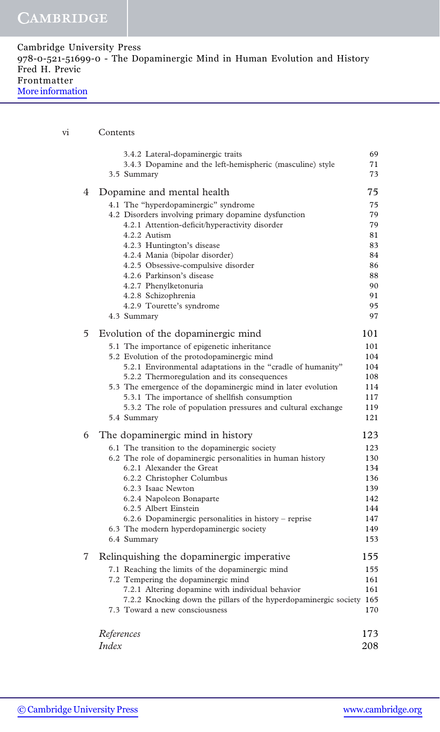| | | |
|---|---|---|
| | 3.4.2 Lateral-dopaminergic traits | 69 |
| | 3.4.3 Dopamine and the left-hemispheric (masculine) style | 71 |
| | 3.5 Summary | 73 |
| 4 | **Dopamine and mental health** | **75** |
| | 4.1 The "hyperdopaminergic" syndrome | 75 |
| | 4.2 Disorders involving primary dopamine dysfunction | 79 |
| | 4.2.1 Attention-deficit/hyperactivity disorder | 79 |
| | 4.2.2 Autism | 81 |
| | 4.2.3 Huntington's disease | 83 |
| | 4.2.4 Mania (bipolar disorder) | 84 |
| | 4.2.5 Obsessive-compulsive disorder | 86 |
| | 4.2.6 Parkinson's disease | 88 |
| | 4.2.7 Phenylketonuria | 90 |
| | 4.2.8 Schizophrenia | 91 |
| | 4.2.9 Tourette's syndrome | 95 |
| | 4.3 Summary | 97 |
| 5 | **Evolution of the dopaminergic mind** | **101** |
| | 5.1 The importance of epigenetic inheritance | 101 |
| | 5.2 Evolution of the protodopaminergic mind | 104 |
| | 5.2.1 Environmental adaptations in the "cradle of humanity" | 104 |
| | 5.2.2 Thermoregulation and its consequences | 108 |
| | 5.3 The emergence of the dopaminergic mind in later evolution | 114 |
| | 5.3.1 The importance of shellfish consumption | 117 |
| | 5.3.2 The role of population pressures and cultural exchange | 119 |
| | 5.4 Summary | 121 |
| 6 | **The dopaminergic mind in history** | **123** |
| | 6.1 The transition to the dopaminergic society | 123 |
| | 6.2 The role of dopaminergic personalities in human history | 130 |
| | 6.2.1 Alexander the Great | 134 |
| | 6.2.2 Christopher Columbus | 136 |
| | 6.2.3 Isaac Newton | 139 |
| | 6.2.4 Napoleon Bonaparte | 142 |
| | 6.2.5 Albert Einstein | 144 |
| | 6.2.6 Dopaminergic personalities in history – reprise | 147 |
| | 6.3 The modern hyperdopaminergic society | 149 |
| | 6.4 Summary | 153 |
| 7 | **Relinquishing the dopaminergic imperative** | **155** |
| | 7.1 Reaching the limits of the dopaminergic mind | 155 |
| | 7.2 Tempering the dopaminergic mind | 161 |
| | 7.2.1 Altering dopamine with individual behavior | 161 |
| | 7.2.2 Knocking down the pillars of the hyperdopaminergic society | 165 |
| | 7.3 Toward a new consciousness | 170 |
| | *References* | 173 |
| | *Index* | 208 |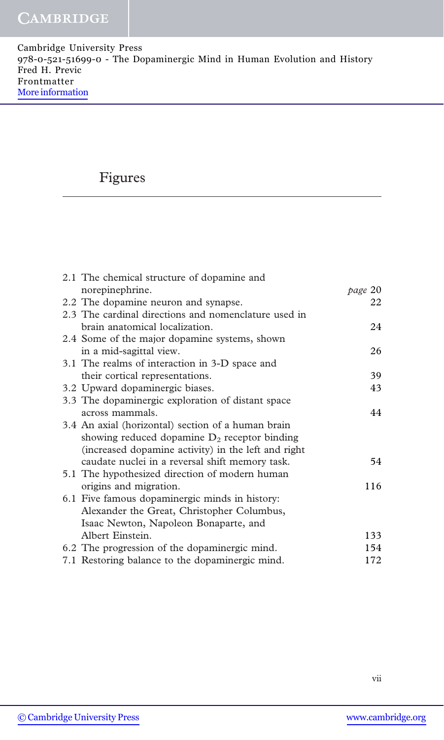# Figures

- 2.1 The chemical structure of dopamine and norepinephrine. *page* 20
- 2.2 The dopamine neuron and synapse. 22
- 2.3 The cardinal directions and nomenclature used in brain anatomical localization. 24
- 2.4 Some of the major dopamine systems, shown in a mid-sagittal view. 26
- 3.1 The realms of interaction in 3-D space and their cortical representations. 39
- 3.2 Upward dopaminergic biases. 43
- 3.3 The dopaminergic exploration of distant space across mammals. 44
- 3.4 An axial (horizontal) section of a human brain showing reduced dopamine $D_2$ receptor binding (increased dopamine activity) in the left and right caudate nuclei in a reversal shift memory task. 54
- 5.1 The hypothesized direction of modern human origins and migration. 116
- 6.1 Five famous dopaminergic minds in history: Alexander the Great, Christopher Columbus, Isaac Newton, Napoleon Bonaparte, and Albert Einstein. 133
- 6.2 The progression of the dopaminergic mind. 154
- 7.1 Restoring balance to the dopaminergic mind. 172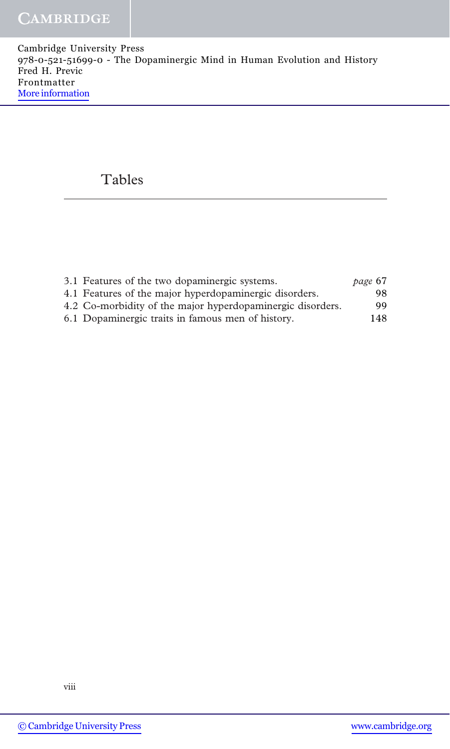# Tables

| | |
|---|---|
| 3.1 Features of the two dopaminergic systems. | *page* 67 |
| 4.1 Features of the major hyperdopaminergic disorders. | 98 |
| 4.2 Co-morbidity of the major hyperdopaminergic disorders. | 99 |
| 6.1 Dopaminergic traits in famous men of history. | 148 |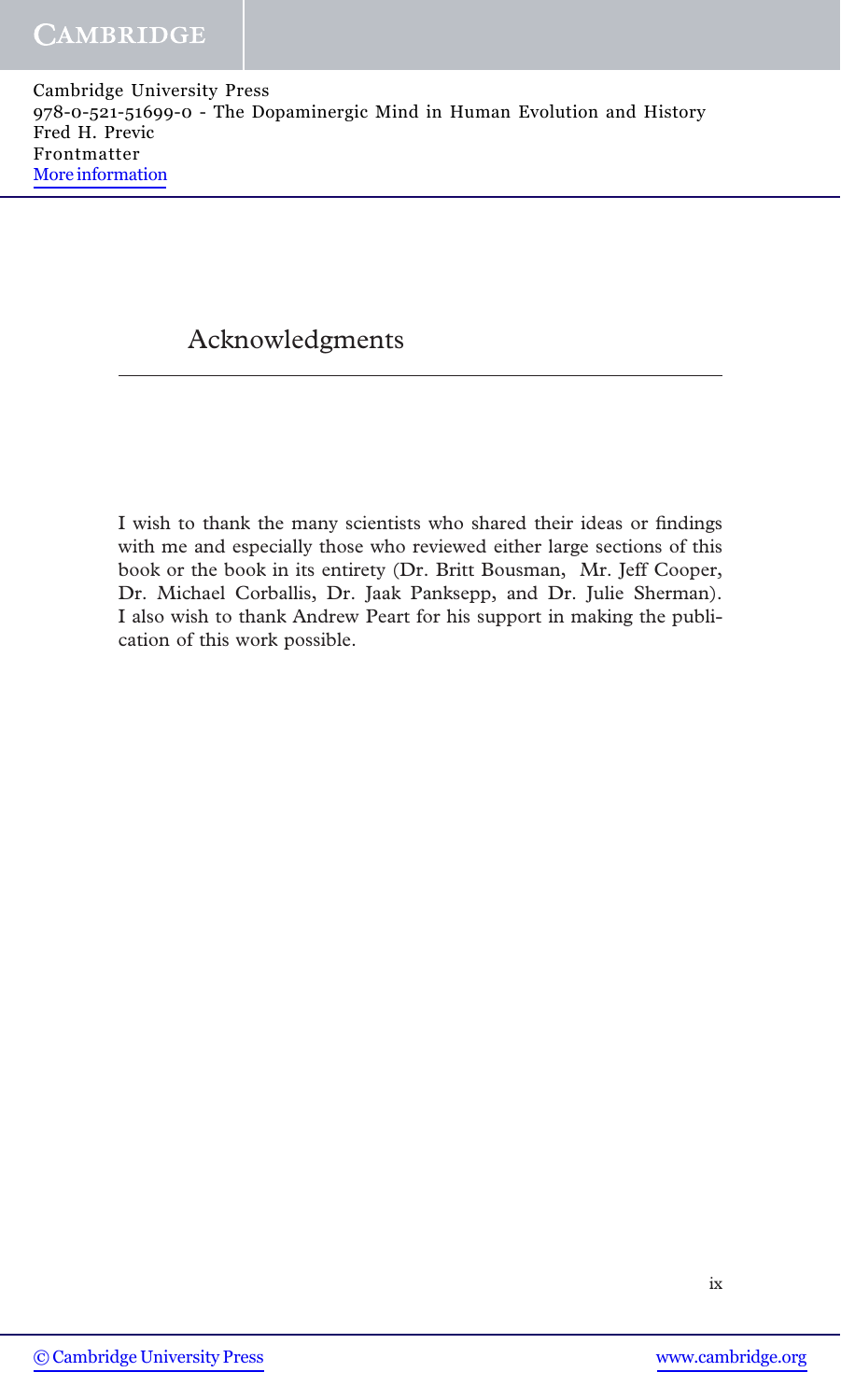# Acknowledgments

I wish to thank the many scientists who shared their ideas or findings with me and especially those who reviewed either large sections of this book or the book in its entirety (Dr. Britt Bousman, Mr. Jeff Cooper, Dr. Michael Corballis, Dr. Jaak Panksepp, and Dr. Julie Sherman). I also wish to thank Andrew Peart for his support in making the publication of this work possible.